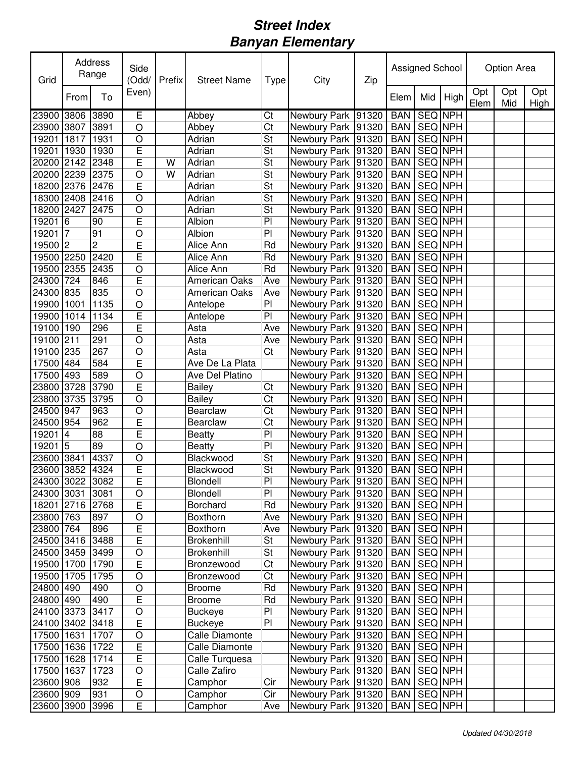# Street Index
# Banyan Elementary

| Grid | Address Range | | Side (Odd/ Even) | Prefix | Street Name | Type | City | Zip | Assigned School | | | Option Area | | |
|---|---|---|---|---|---|---|---|---|---|---|---|---|---|---|
| | From | To | | | | | | | Elem | Mid | High | Opt Elem | Opt Mid | Opt High |
| 23900 | 3806 | 3890 | E | | Abbey | Ct | Newbury Park | 91320 | BAN | SEQ | NPH | | | |
| 23900 | 3807 | 3891 | O | | Abbey | Ct | Newbury Park | 91320 | BAN | SEQ | NPH | | | |
| 19201 | 1817 | 1931 | O | | Adrian | St | Newbury Park | 91320 | BAN | SEQ | NPH | | | |
| 19201 | 1930 | 1930 | E | | Adrian | St | Newbury Park | 91320 | BAN | SEQ | NPH | | | |
| 20200 | 2142 | 2348 | E | W | Adrian | St | Newbury Park | 91320 | BAN | SEQ | NPH | | | |
| 20200 | 2239 | 2375 | O | W | Adrian | St | Newbury Park | 91320 | BAN | SEQ | NPH | | | |
| 18200 | 2376 | 2476 | E | | Adrian | St | Newbury Park | 91320 | BAN | SEQ | NPH | | | |
| 18300 | 2408 | 2416 | O | | Adrian | St | Newbury Park | 91320 | BAN | SEQ | NPH | | | |
| 18200 | 2427 | 2475 | O | | Adrian | St | Newbury Park | 91320 | BAN | SEQ | NPH | | | |
| 19201 | 6 | 90 | E | | Albion | Pl | Newbury Park | 91320 | BAN | SEQ | NPH | | | |
| 19201 | 7 | 91 | O | | Albion | Pl | Newbury Park | 91320 | BAN | SEQ | NPH | | | |
| 19500 | 2 | 2 | E | | Alice Ann | Rd | Newbury Park | 91320 | BAN | SEQ | NPH | | | |
| 19500 | 2250 | 2420 | E | | Alice Ann | Rd | Newbury Park | 91320 | BAN | SEQ | NPH | | | |
| 19500 | 2355 | 2435 | O | | Alice Ann | Rd | Newbury Park | 91320 | BAN | SEQ | NPH | | | |
| 24300 | 724 | 846 | E | | American Oaks | Ave | Newbury Park | 91320 | BAN | SEQ | NPH | | | |
| 24300 | 835 | 835 | O | | American Oaks | Ave | Newbury Park | 91320 | BAN | SEQ | NPH | | | |
| 19900 | 1001 | 1135 | O | | Antelope | Pl | Newbury Park | 91320 | BAN | SEQ | NPH | | | |
| 19900 | 1014 | 1134 | E | | Antelope | Pl | Newbury Park | 91320 | BAN | SEQ | NPH | | | |
| 19100 | 190 | 296 | E | | Asta | Ave | Newbury Park | 91320 | BAN | SEQ | NPH | | | |
| 19100 | 211 | 291 | O | | Asta | Ave | Newbury Park | 91320 | BAN | SEQ | NPH | | | |
| 19100 | 235 | 267 | O | | Asta | Ct | Newbury Park | 91320 | BAN | SEQ | NPH | | | |
| 17500 | 484 | 584 | E | | Ave De La Plata | | Newbury Park | 91320 | BAN | SEQ | NPH | | | |
| 17500 | 493 | 589 | O | | Ave Del Platino | | Newbury Park | 91320 | BAN | SEQ | NPH | | | |
| 23800 | 3728 | 3790 | E | | Bailey | Ct | Newbury Park | 91320 | BAN | SEQ | NPH | | | |
| 23800 | 3735 | 3795 | O | | Bailey | Ct | Newbury Park | 91320 | BAN | SEQ | NPH | | | |
| 24500 | 947 | 963 | O | | Bearclaw | Ct | Newbury Park | 91320 | BAN | SEQ | NPH | | | |
| 24500 | 954 | 962 | E | | Bearclaw | Ct | Newbury Park | 91320 | BAN | SEQ | NPH | | | |
| 19201 | 4 | 88 | E | | Beatty | Pl | Newbury Park | 91320 | BAN | SEQ | NPH | | | |
| 19201 | 5 | 89 | O | | Beatty | Pl | Newbury Park | 91320 | BAN | SEQ | NPH | | | |
| 23600 | 3841 | 4337 | O | | Blackwood | St | Newbury Park | 91320 | BAN | SEQ | NPH | | | |
| 23600 | 3852 | 4324 | E | | Blackwood | St | Newbury Park | 91320 | BAN | SEQ | NPH | | | |
| 24300 | 3022 | 3082 | E | | Blondell | Pl | Newbury Park | 91320 | BAN | SEQ | NPH | | | |
| 24300 | 3031 | 3081 | O | | Blondell | Pl | Newbury Park | 91320 | BAN | SEQ | NPH | | | |
| 18201 | 2716 | 2768 | E | | Borchard | Rd | Newbury Park | 91320 | BAN | SEQ | NPH | | | |
| 23800 | 763 | 897 | O | | Boxthorn | Ave | Newbury Park | 91320 | BAN | SEQ | NPH | | | |
| 23800 | 764 | 896 | E | | Boxthorn | Ave | Newbury Park | 91320 | BAN | SEQ | NPH | | | |
| 24500 | 3416 | 3488 | E | | Brokenhill | St | Newbury Park | 91320 | BAN | SEQ | NPH | | | |
| 24500 | 3459 | 3499 | O | | Brokenhill | St | Newbury Park | 91320 | BAN | SEQ | NPH | | | |
| 19500 | 1700 | 1790 | E | | Bronzewood | Ct | Newbury Park | 91320 | BAN | SEQ | NPH | | | |
| 19500 | 1705 | 1795 | O | | Bronzewood | Ct | Newbury Park | 91320 | BAN | SEQ | NPH | | | |
| 24800 | 490 | 490 | O | | Broome | Rd | Newbury Park | 91320 | BAN | SEQ | NPH | | | |
| 24800 | 490 | 490 | E | | Broome | Rd | Newbury Park | 91320 | BAN | SEQ | NPH | | | |
| 24100 | 3373 | 3417 | O | | Buckeye | Pl | Newbury Park | 91320 | BAN | SEQ | NPH | | | |
| 24100 | 3402 | 3418 | E | | Buckeye | Pl | Newbury Park | 91320 | BAN | SEQ | NPH | | | |
| 17500 | 1631 | 1707 | O | | Calle Diamonte | | Newbury Park | 91320 | BAN | SEQ | NPH | | | |
| 17500 | 1636 | 1722 | E | | Calle Diamonte | | Newbury Park | 91320 | BAN | SEQ | NPH | | | |
| 17500 | 1628 | 1714 | E | | Calle Turquesa | | Newbury Park | 91320 | BAN | SEQ | NPH | | | |
| 17500 | 1637 | 1723 | O | | Calle Zafiro | | Newbury Park | 91320 | BAN | SEQ | NPH | | | |
| 23600 | 908 | 932 | E | | Camphor | Cir | Newbury Park | 91320 | BAN | SEQ | NPH | | | |
| 23600 | 909 | 931 | O | | Camphor | Cir | Newbury Park | 91320 | BAN | SEQ | NPH | | | |
| 23600 | 3900 | 3996 | E | | Camphor | Ave | Newbury Park | 91320 | BAN | SEQ | NPH | | | |

*Updated 04/30/2018*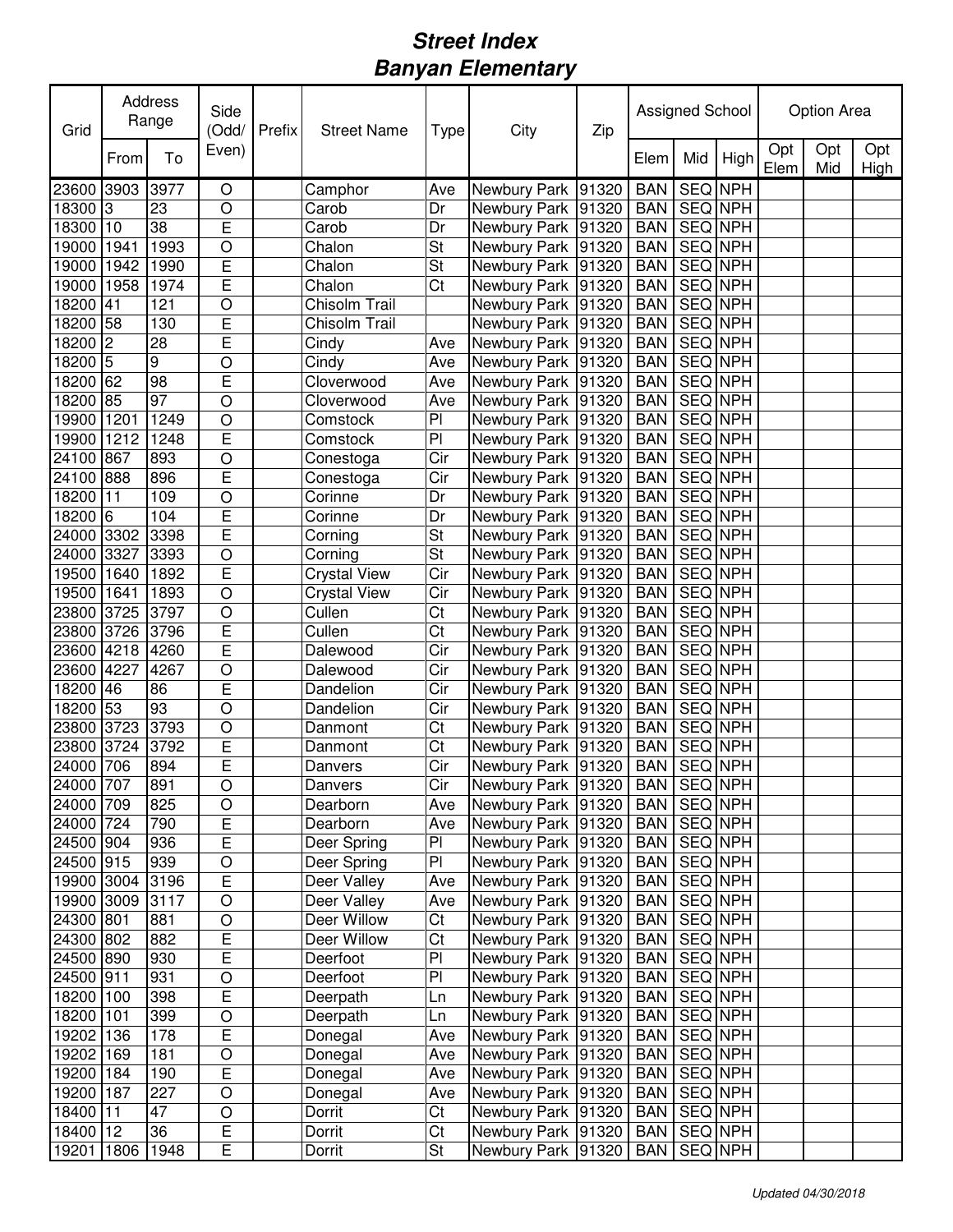# Street Index
# Banyan Elementary

| Grid | Address Range | | Side (Odd/ Even) | Prefix | Street Name | Type | City | Zip | Assigned School | | | Option Area | | |
|---|---|---|---|---|---|---|---|---|---|---|---|---|---|---|
| | From | To | | | | | | | Elem | Mid | High | Opt Elem | Opt Mid | Opt High |
| 23600 | 3903 | 3977 | O | | Camphor | Ave | Newbury Park | 91320 | BAN | SEQ | NPH | | | |
| 18300 | 3 | 23 | O | | Carob | Dr | Newbury Park | 91320 | BAN | SEQ | NPH | | | |
| 18300 | 10 | 38 | E | | Carob | Dr | Newbury Park | 91320 | BAN | SEQ | NPH | | | |
| 19000 | 1941 | 1993 | O | | Chalon | St | Newbury Park | 91320 | BAN | SEQ | NPH | | | |
| 19000 | 1942 | 1990 | E | | Chalon | St | Newbury Park | 91320 | BAN | SEQ | NPH | | | |
| 19000 | 1958 | 1974 | E | | Chalon | Ct | Newbury Park | 91320 | BAN | SEQ | NPH | | | |
| 18200 | 41 | 121 | O | | Chisolm Trail | | Newbury Park | 91320 | BAN | SEQ | NPH | | | |
| 18200 | 58 | 130 | E | | Chisolm Trail | | Newbury Park | 91320 | BAN | SEQ | NPH | | | |
| 18200 | 2 | 28 | E | | Cindy | Ave | Newbury Park | 91320 | BAN | SEQ | NPH | | | |
| 18200 | 5 | 9 | O | | Cindy | Ave | Newbury Park | 91320 | BAN | SEQ | NPH | | | |
| 18200 | 62 | 98 | E | | Cloverwood | Ave | Newbury Park | 91320 | BAN | SEQ | NPH | | | |
| 18200 | 85 | 97 | O | | Cloverwood | Ave | Newbury Park | 91320 | BAN | SEQ | NPH | | | |
| 19900 | 1201 | 1249 | O | | Comstock | Pl | Newbury Park | 91320 | BAN | SEQ | NPH | | | |
| 19900 | 1212 | 1248 | E | | Comstock | Pl | Newbury Park | 91320 | BAN | SEQ | NPH | | | |
| 24100 | 867 | 893 | O | | Conestoga | Cir | Newbury Park | 91320 | BAN | SEQ | NPH | | | |
| 24100 | 888 | 896 | E | | Conestoga | Cir | Newbury Park | 91320 | BAN | SEQ | NPH | | | |
| 18200 | 11 | 109 | O | | Corinne | Dr | Newbury Park | 91320 | BAN | SEQ | NPH | | | |
| 18200 | 6 | 104 | E | | Corinne | Dr | Newbury Park | 91320 | BAN | SEQ | NPH | | | |
| 24000 | 3302 | 3398 | E | | Corning | St | Newbury Park | 91320 | BAN | SEQ | NPH | | | |
| 24000 | 3327 | 3393 | O | | Corning | St | Newbury Park | 91320 | BAN | SEQ | NPH | | | |
| 19500 | 1640 | 1892 | E | | Crystal View | Cir | Newbury Park | 91320 | BAN | SEQ | NPH | | | |
| 19500 | 1641 | 1893 | O | | Crystal View | Cir | Newbury Park | 91320 | BAN | SEQ | NPH | | | |
| 23800 | 3725 | 3797 | O | | Cullen | Ct | Newbury Park | 91320 | BAN | SEQ | NPH | | | |
| 23800 | 3726 | 3796 | E | | Cullen | Ct | Newbury Park | 91320 | BAN | SEQ | NPH | | | |
| 23600 | 4218 | 4260 | E | | Dalewood | Cir | Newbury Park | 91320 | BAN | SEQ | NPH | | | |
| 23600 | 4227 | 4267 | O | | Dalewood | Cir | Newbury Park | 91320 | BAN | SEQ | NPH | | | |
| 18200 | 46 | 86 | E | | Dandelion | Cir | Newbury Park | 91320 | BAN | SEQ | NPH | | | |
| 18200 | 53 | 93 | O | | Dandelion | Cir | Newbury Park | 91320 | BAN | SEQ | NPH | | | |
| 23800 | 3723 | 3793 | O | | Danmont | Ct | Newbury Park | 91320 | BAN | SEQ | NPH | | | |
| 23800 | 3724 | 3792 | E | | Danmont | Ct | Newbury Park | 91320 | BAN | SEQ | NPH | | | |
| 24000 | 706 | 894 | E | | Danvers | Cir | Newbury Park | 91320 | BAN | SEQ | NPH | | | |
| 24000 | 707 | 891 | O | | Danvers | Cir | Newbury Park | 91320 | BAN | SEQ | NPH | | | |
| 24000 | 709 | 825 | O | | Dearborn | Ave | Newbury Park | 91320 | BAN | SEQ | NPH | | | |
| 24000 | 724 | 790 | E | | Dearborn | Ave | Newbury Park | 91320 | BAN | SEQ | NPH | | | |
| 24500 | 904 | 936 | E | | Deer Spring | Pl | Newbury Park | 91320 | BAN | SEQ | NPH | | | |
| 24500 | 915 | 939 | O | | Deer Spring | Pl | Newbury Park | 91320 | BAN | SEQ | NPH | | | |
| 19900 | 3004 | 3196 | E | | Deer Valley | Ave | Newbury Park | 91320 | BAN | SEQ | NPH | | | |
| 19900 | 3009 | 3117 | O | | Deer Valley | Ave | Newbury Park | 91320 | BAN | SEQ | NPH | | | |
| 24300 | 801 | 881 | O | | Deer Willow | Ct | Newbury Park | 91320 | BAN | SEQ | NPH | | | |
| 24300 | 802 | 882 | E | | Deer Willow | Ct | Newbury Park | 91320 | BAN | SEQ | NPH | | | |
| 24500 | 890 | 930 | E | | Deerfoot | Pl | Newbury Park | 91320 | BAN | SEQ | NPH | | | |
| 24500 | 911 | 931 | O | | Deerfoot | Pl | Newbury Park | 91320 | BAN | SEQ | NPH | | | |
| 18200 | 100 | 398 | E | | Deerpath | Ln | Newbury Park | 91320 | BAN | SEQ | NPH | | | |
| 18200 | 101 | 399 | O | | Deerpath | Ln | Newbury Park | 91320 | BAN | SEQ | NPH | | | |
| 19202 | 136 | 178 | E | | Donegal | Ave | Newbury Park | 91320 | BAN | SEQ | NPH | | | |
| 19202 | 169 | 181 | O | | Donegal | Ave | Newbury Park | 91320 | BAN | SEQ | NPH | | | |
| 19200 | 184 | 190 | E | | Donegal | Ave | Newbury Park | 91320 | BAN | SEQ | NPH | | | |
| 19200 | 187 | 227 | O | | Donegal | Ave | Newbury Park | 91320 | BAN | SEQ | NPH | | | |
| 18400 | 11 | 47 | O | | Dorrit | Ct | Newbury Park | 91320 | BAN | SEQ | NPH | | | |
| 18400 | 12 | 36 | E | | Dorrit | Ct | Newbury Park | 91320 | BAN | SEQ | NPH | | | |
| 19201 | 1806 | 1948 | E | | Dorrit | St | Newbury Park | 91320 | BAN | SEQ | NPH | | | |

*Updated 04/30/2018*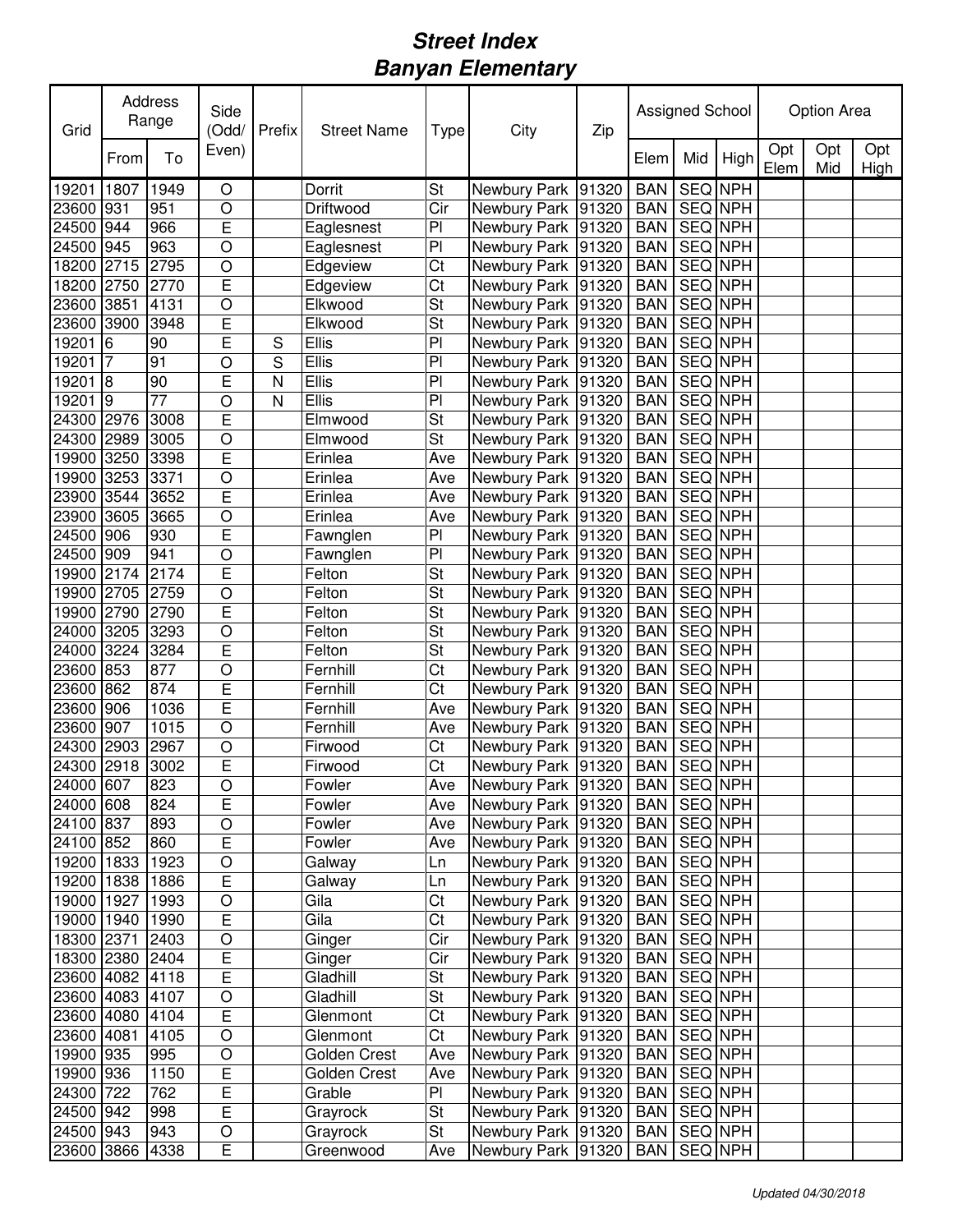# Street Index
# Banyan Elementary

| Grid | Address Range | | Side (Odd/ Even) | Prefix | Street Name | Type | City | Zip | Assigned School | | | Option Area | | |
|---|---|---|---|---|---|---|---|---|---|---|---|---|---|---|
| | From | To | | | | | | | Elem | Mid | High | Opt Elem | Opt Mid | Opt High |
| 19201 | 1807 | 1949 | O | | Dorrit | St | Newbury Park | 91320 | BAN | SEQ | NPH | | | |
| 23600 | 931 | 951 | O | | Driftwood | Cir | Newbury Park | 91320 | BAN | SEQ | NPH | | | |
| 24500 | 944 | 966 | E | | Eaglesnest | Pl | Newbury Park | 91320 | BAN | SEQ | NPH | | | |
| 24500 | 945 | 963 | O | | Eaglesnest | Pl | Newbury Park | 91320 | BAN | SEQ | NPH | | | |
| 18200 | 2715 | 2795 | O | | Edgeview | Ct | Newbury Park | 91320 | BAN | SEQ | NPH | | | |
| 18200 | 2750 | 2770 | E | | Edgeview | Ct | Newbury Park | 91320 | BAN | SEQ | NPH | | | |
| 23600 | 3851 | 4131 | O | | Elkwood | St | Newbury Park | 91320 | BAN | SEQ | NPH | | | |
| 23600 | 3900 | 3948 | E | | Elkwood | St | Newbury Park | 91320 | BAN | SEQ | NPH | | | |
| 19201 | 6 | 90 | E | S | Ellis | Pl | Newbury Park | 91320 | BAN | SEQ | NPH | | | |
| 19201 | 7 | 91 | O | S | Ellis | Pl | Newbury Park | 91320 | BAN | SEQ | NPH | | | |
| 19201 | 8 | 90 | E | N | Ellis | Pl | Newbury Park | 91320 | BAN | SEQ | NPH | | | |
| 19201 | 9 | 77 | O | N | Ellis | Pl | Newbury Park | 91320 | BAN | SEQ | NPH | | | |
| 24300 | 2976 | 3008 | E | | Elmwood | St | Newbury Park | 91320 | BAN | SEQ | NPH | | | |
| 24300 | 2989 | 3005 | O | | Elmwood | St | Newbury Park | 91320 | BAN | SEQ | NPH | | | |
| 19900 | 3250 | 3398 | E | | Erinlea | Ave | Newbury Park | 91320 | BAN | SEQ | NPH | | | |
| 19900 | 3253 | 3371 | O | | Erinlea | Ave | Newbury Park | 91320 | BAN | SEQ | NPH | | | |
| 23900 | 3544 | 3652 | E | | Erinlea | Ave | Newbury Park | 91320 | BAN | SEQ | NPH | | | |
| 23900 | 3605 | 3665 | O | | Erinlea | Ave | Newbury Park | 91320 | BAN | SEQ | NPH | | | |
| 24500 | 906 | 930 | E | | Fawnglen | Pl | Newbury Park | 91320 | BAN | SEQ | NPH | | | |
| 24500 | 909 | 941 | O | | Fawnglen | Pl | Newbury Park | 91320 | BAN | SEQ | NPH | | | |
| 19900 | 2174 | 2174 | E | | Felton | St | Newbury Park | 91320 | BAN | SEQ | NPH | | | |
| 19900 | 2705 | 2759 | O | | Felton | St | Newbury Park | 91320 | BAN | SEQ | NPH | | | |
| 19900 | 2790 | 2790 | E | | Felton | St | Newbury Park | 91320 | BAN | SEQ | NPH | | | |
| 24000 | 3205 | 3293 | O | | Felton | St | Newbury Park | 91320 | BAN | SEQ | NPH | | | |
| 24000 | 3224 | 3284 | E | | Felton | St | Newbury Park | 91320 | BAN | SEQ | NPH | | | |
| 23600 | 853 | 877 | O | | Fernhill | Ct | Newbury Park | 91320 | BAN | SEQ | NPH | | | |
| 23600 | 862 | 874 | E | | Fernhill | Ct | Newbury Park | 91320 | BAN | SEQ | NPH | | | |
| 23600 | 906 | 1036 | E | | Fernhill | Ave | Newbury Park | 91320 | BAN | SEQ | NPH | | | |
| 23600 | 907 | 1015 | O | | Fernhill | Ave | Newbury Park | 91320 | BAN | SEQ | NPH | | | |
| 24300 | 2903 | 2967 | O | | Firwood | Ct | Newbury Park | 91320 | BAN | SEQ | NPH | | | |
| 24300 | 2918 | 3002 | E | | Firwood | Ct | Newbury Park | 91320 | BAN | SEQ | NPH | | | |
| 24000 | 607 | 823 | O | | Fowler | Ave | Newbury Park | 91320 | BAN | SEQ | NPH | | | |
| 24000 | 608 | 824 | E | | Fowler | Ave | Newbury Park | 91320 | BAN | SEQ | NPH | | | |
| 24100 | 837 | 893 | O | | Fowler | Ave | Newbury Park | 91320 | BAN | SEQ | NPH | | | |
| 24100 | 852 | 860 | E | | Fowler | Ave | Newbury Park | 91320 | BAN | SEQ | NPH | | | |
| 19200 | 1833 | 1923 | O | | Galway | Ln | Newbury Park | 91320 | BAN | SEQ | NPH | | | |
| 19200 | 1838 | 1886 | E | | Galway | Ln | Newbury Park | 91320 | BAN | SEQ | NPH | | | |
| 19000 | 1927 | 1993 | O | | Gila | Ct | Newbury Park | 91320 | BAN | SEQ | NPH | | | |
| 19000 | 1940 | 1990 | E | | Gila | Ct | Newbury Park | 91320 | BAN | SEQ | NPH | | | |
| 18300 | 2371 | 2403 | O | | Ginger | Cir | Newbury Park | 91320 | BAN | SEQ | NPH | | | |
| 18300 | 2380 | 2404 | E | | Ginger | Cir | Newbury Park | 91320 | BAN | SEQ | NPH | | | |
| 23600 | 4082 | 4118 | E | | Gladhill | St | Newbury Park | 91320 | BAN | SEQ | NPH | | | |
| 23600 | 4083 | 4107 | O | | Gladhill | St | Newbury Park | 91320 | BAN | SEQ | NPH | | | |
| 23600 | 4080 | 4104 | E | | Glenmont | Ct | Newbury Park | 91320 | BAN | SEQ | NPH | | | |
| 23600 | 4081 | 4105 | O | | Glenmont | Ct | Newbury Park | 91320 | BAN | SEQ | NPH | | | |
| 19900 | 935 | 995 | O | | Golden Crest | Ave | Newbury Park | 91320 | BAN | SEQ | NPH | | | |
| 19900 | 936 | 1150 | E | | Golden Crest | Ave | Newbury Park | 91320 | BAN | SEQ | NPH | | | |
| 24300 | 722 | 762 | E | | Grable | Pl | Newbury Park | 91320 | BAN | SEQ | NPH | | | |
| 24500 | 942 | 998 | E | | Grayrock | St | Newbury Park | 91320 | BAN | SEQ | NPH | | | |
| 24500 | 943 | 943 | O | | Grayrock | St | Newbury Park | 91320 | BAN | SEQ | NPH | | | |
| 23600 | 3866 | 4338 | E | | Greenwood | Ave | Newbury Park | 91320 | BAN | SEQ | NPH | | | |

*Updated 04/30/2018*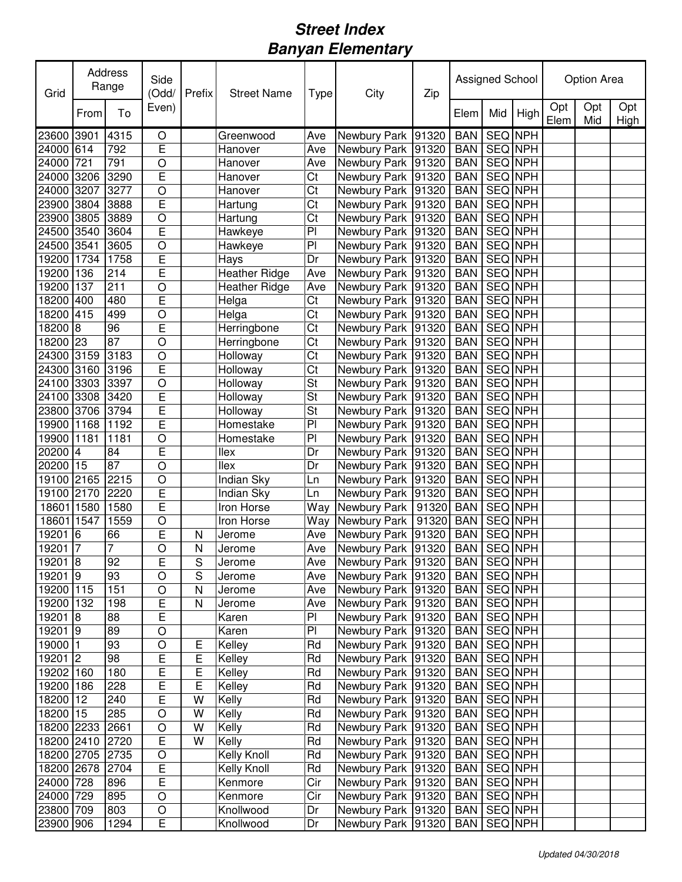# Street Index
# Banyan Elementary

| Grid | Address Range | | Side (Odd/ Even) | Prefix | Street Name | Type | City | Zip | Assigned School | | | Option Area | | |
|---|---|---|---|---|---|---|---|---|---|---|---|---|---|---|
| | From | To | | | | | | | Elem | Mid | High | Opt Elem | Opt Mid | Opt High |
| 23600 | 3901 | 4315 | O | | Greenwood | Ave | Newbury Park | 91320 | BAN | SEQ | NPH | | | |
| 24000 | 614 | 792 | E | | Hanover | Ave | Newbury Park | 91320 | BAN | SEQ | NPH | | | |
| 24000 | 721 | 791 | O | | Hanover | Ave | Newbury Park | 91320 | BAN | SEQ | NPH | | | |
| 24000 | 3206 | 3290 | E | | Hanover | Ct | Newbury Park | 91320 | BAN | SEQ | NPH | | | |
| 24000 | 3207 | 3277 | O | | Hanover | Ct | Newbury Park | 91320 | BAN | SEQ | NPH | | | |
| 23900 | 3804 | 3888 | E | | Hartung | Ct | Newbury Park | 91320 | BAN | SEQ | NPH | | | |
| 23900 | 3805 | 3889 | O | | Hartung | Ct | Newbury Park | 91320 | BAN | SEQ | NPH | | | |
| 24500 | 3540 | 3604 | E | | Hawkeye | Pl | Newbury Park | 91320 | BAN | SEQ | NPH | | | |
| 24500 | 3541 | 3605 | O | | Hawkeye | Pl | Newbury Park | 91320 | BAN | SEQ | NPH | | | |
| 19200 | 1734 | 1758 | E | | Hays | Dr | Newbury Park | 91320 | BAN | SEQ | NPH | | | |
| 19200 | 136 | 214 | E | | Heather Ridge | Ave | Newbury Park | 91320 | BAN | SEQ | NPH | | | |
| 19200 | 137 | 211 | O | | Heather Ridge | Ave | Newbury Park | 91320 | BAN | SEQ | NPH | | | |
| 18200 | 400 | 480 | E | | Helga | Ct | Newbury Park | 91320 | BAN | SEQ | NPH | | | |
| 18200 | 415 | 499 | O | | Helga | Ct | Newbury Park | 91320 | BAN | SEQ | NPH | | | |
| 18200 | 8 | 96 | E | | Herringbone | Ct | Newbury Park | 91320 | BAN | SEQ | NPH | | | |
| 18200 | 23 | 87 | O | | Herringbone | Ct | Newbury Park | 91320 | BAN | SEQ | NPH | | | |
| 24300 | 3159 | 3183 | O | | Holloway | Ct | Newbury Park | 91320 | BAN | SEQ | NPH | | | |
| 24300 | 3160 | 3196 | E | | Holloway | Ct | Newbury Park | 91320 | BAN | SEQ | NPH | | | |
| 24100 | 3303 | 3397 | O | | Holloway | St | Newbury Park | 91320 | BAN | SEQ | NPH | | | |
| 24100 | 3308 | 3420 | E | | Holloway | St | Newbury Park | 91320 | BAN | SEQ | NPH | | | |
| 23800 | 3706 | 3794 | E | | Holloway | St | Newbury Park | 91320 | BAN | SEQ | NPH | | | |
| 19900 | 1168 | 1192 | E | | Homestake | Pl | Newbury Park | 91320 | BAN | SEQ | NPH | | | |
| 19900 | 1181 | 1181 | O | | Homestake | Pl | Newbury Park | 91320 | BAN | SEQ | NPH | | | |
| 20200 | 4 | 84 | E | | Ilex | Dr | Newbury Park | 91320 | BAN | SEQ | NPH | | | |
| 20200 | 15 | 87 | O | | Ilex | Dr | Newbury Park | 91320 | BAN | SEQ | NPH | | | |
| 19100 | 2165 | 2215 | O | | Indian Sky | Ln | Newbury Park | 91320 | BAN | SEQ | NPH | | | |
| 19100 | 2170 | 2220 | E | | Indian Sky | Ln | Newbury Park | 91320 | BAN | SEQ | NPH | | | |
| 18601 | 1580 | 1580 | E | | Iron Horse | Way | Newbury Park | 91320 | BAN | SEQ | NPH | | | |
| 18601 | 1547 | 1559 | O | | Iron Horse | Way | Newbury Park | 91320 | BAN | SEQ | NPH | | | |
| 19201 | 6 | 66 | E | N | Jerome | Ave | Newbury Park | 91320 | BAN | SEQ | NPH | | | |
| 19201 | 7 | 7 | O | N | Jerome | Ave | Newbury Park | 91320 | BAN | SEQ | NPH | | | |
| 19201 | 8 | 92 | E | S | Jerome | Ave | Newbury Park | 91320 | BAN | SEQ | NPH | | | |
| 19201 | 9 | 93 | O | S | Jerome | Ave | Newbury Park | 91320 | BAN | SEQ | NPH | | | |
| 19200 | 115 | 151 | O | N | Jerome | Ave | Newbury Park | 91320 | BAN | SEQ | NPH | | | |
| 19200 | 132 | 198 | E | N | Jerome | Ave | Newbury Park | 91320 | BAN | SEQ | NPH | | | |
| 19201 | 8 | 88 | E | | Karen | Pl | Newbury Park | 91320 | BAN | SEQ | NPH | | | |
| 19201 | 9 | 89 | O | | Karen | Pl | Newbury Park | 91320 | BAN | SEQ | NPH | | | |
| 19000 | 1 | 93 | O | E | Kelley | Rd | Newbury Park | 91320 | BAN | SEQ | NPH | | | |
| 19201 | 2 | 98 | E | E | Kelley | Rd | Newbury Park | 91320 | BAN | SEQ | NPH | | | |
| 19202 | 160 | 180 | E | E | Kelley | Rd | Newbury Park | 91320 | BAN | SEQ | NPH | | | |
| 19200 | 186 | 228 | E | E | Kelley | Rd | Newbury Park | 91320 | BAN | SEQ | NPH | | | |
| 18200 | 12 | 240 | E | W | Kelly | Rd | Newbury Park | 91320 | BAN | SEQ | NPH | | | |
| 18200 | 15 | 285 | O | W | Kelly | Rd | Newbury Park | 91320 | BAN | SEQ | NPH | | | |
| 18200 | 2233 | 2661 | O | W | Kelly | Rd | Newbury Park | 91320 | BAN | SEQ | NPH | | | |
| 18200 | 2410 | 2720 | E | W | Kelly | Rd | Newbury Park | 91320 | BAN | SEQ | NPH | | | |
| 18200 | 2705 | 2735 | O | | Kelly Knoll | Rd | Newbury Park | 91320 | BAN | SEQ | NPH | | | |
| 18200 | 2678 | 2704 | E | | Kelly Knoll | Rd | Newbury Park | 91320 | BAN | SEQ | NPH | | | |
| 24000 | 728 | 896 | E | | Kenmore | Cir | Newbury Park | 91320 | BAN | SEQ | NPH | | | |
| 24000 | 729 | 895 | O | | Kenmore | Cir | Newbury Park | 91320 | BAN | SEQ | NPH | | | |
| 23800 | 709 | 803 | O | | Knollwood | Dr | Newbury Park | 91320 | BAN | SEQ | NPH | | | |
| 23900 | 906 | 1294 | E | | Knollwood | Dr | Newbury Park | 91320 | BAN | SEQ | NPH | | | |

*Updated 04/30/2018*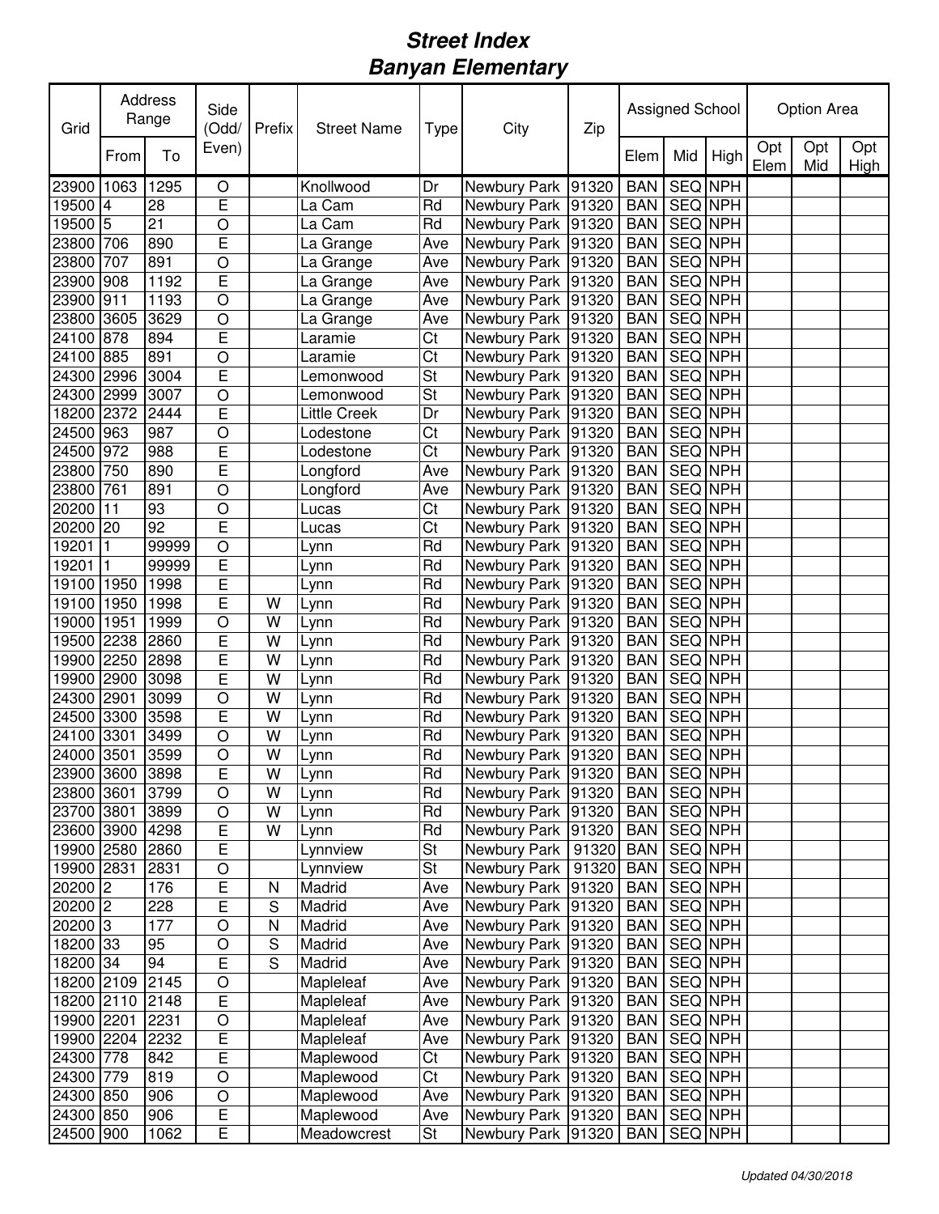# *Street Index*
# *Banyan Elementary*

| Grid | Address Range | | Side (Odd/ Even) | Prefix | Street Name | Type | City | Zip | Assigned School | | | Option Area | | |
|---|---|---|---|---|---|---|---|---|---|---|---|---|---|---|
| | From | To | | | | | | | Elem | Mid | High | Opt Elem | Opt Mid | Opt High |
| 23900 | 1063 | 1295 | O | | Knollwood | Dr | Newbury Park | 91320 | BAN | SEQ | NPH | | | |
| 19500 | 4 | 28 | E | | La Cam | Rd | Newbury Park | 91320 | BAN | SEQ | NPH | | | |
| 19500 | 5 | 21 | O | | La Cam | Rd | Newbury Park | 91320 | BAN | SEQ | NPH | | | |
| 23800 | 706 | 890 | E | | La Grange | Ave | Newbury Park | 91320 | BAN | SEQ | NPH | | | |
| 23800 | 707 | 891 | O | | La Grange | Ave | Newbury Park | 91320 | BAN | SEQ | NPH | | | |
| 23900 | 908 | 1192 | E | | La Grange | Ave | Newbury Park | 91320 | BAN | SEQ | NPH | | | |
| 23900 | 911 | 1193 | O | | La Grange | Ave | Newbury Park | 91320 | BAN | SEQ | NPH | | | |
| 23800 | 3605 | 3629 | O | | La Grange | Ave | Newbury Park | 91320 | BAN | SEQ | NPH | | | |
| 24100 | 878 | 894 | E | | Laramie | Ct | Newbury Park | 91320 | BAN | SEQ | NPH | | | |
| 24100 | 885 | 891 | O | | Laramie | Ct | Newbury Park | 91320 | BAN | SEQ | NPH | | | |
| 24300 | 2996 | 3004 | E | | Lemonwood | St | Newbury Park | 91320 | BAN | SEQ | NPH | | | |
| 24300 | 2999 | 3007 | O | | Lemonwood | St | Newbury Park | 91320 | BAN | SEQ | NPH | | | |
| 18200 | 2372 | 2444 | E | | Little Creek | Dr | Newbury Park | 91320 | BAN | SEQ | NPH | | | |
| 24500 | 963 | 987 | O | | Lodestone | Ct | Newbury Park | 91320 | BAN | SEQ | NPH | | | |
| 24500 | 972 | 988 | E | | Lodestone | Ct | Newbury Park | 91320 | BAN | SEQ | NPH | | | |
| 23800 | 750 | 890 | E | | Longford | Ave | Newbury Park | 91320 | BAN | SEQ | NPH | | | |
| 23800 | 761 | 891 | O | | Longford | Ave | Newbury Park | 91320 | BAN | SEQ | NPH | | | |
| 20200 | 11 | 93 | O | | Lucas | Ct | Newbury Park | 91320 | BAN | SEQ | NPH | | | |
| 20200 | 20 | 92 | E | | Lucas | Ct | Newbury Park | 91320 | BAN | SEQ | NPH | | | |
| 19201 | 1 | 99999 | O | | Lynn | Rd | Newbury Park | 91320 | BAN | SEQ | NPH | | | |
| 19201 | 1 | 99999 | E | | Lynn | Rd | Newbury Park | 91320 | BAN | SEQ | NPH | | | |
| 19100 | 1950 | 1998 | E | | Lynn | Rd | Newbury Park | 91320 | BAN | SEQ | NPH | | | |
| 19100 | 1950 | 1998 | E | W | Lynn | Rd | Newbury Park | 91320 | BAN | SEQ | NPH | | | |
| 19000 | 1951 | 1999 | O | W | Lynn | Rd | Newbury Park | 91320 | BAN | SEQ | NPH | | | |
| 19500 | 2238 | 2860 | E | W | Lynn | Rd | Newbury Park | 91320 | BAN | SEQ | NPH | | | |
| 19900 | 2250 | 2898 | E | W | Lynn | Rd | Newbury Park | 91320 | BAN | SEQ | NPH | | | |
| 19900 | 2900 | 3098 | E | W | Lynn | Rd | Newbury Park | 91320 | BAN | SEQ | NPH | | | |
| 24300 | 2901 | 3099 | O | W | Lynn | Rd | Newbury Park | 91320 | BAN | SEQ | NPH | | | |
| 24500 | 3300 | 3598 | E | W | Lynn | Rd | Newbury Park | 91320 | BAN | SEQ | NPH | | | |
| 24100 | 3301 | 3499 | O | W | Lynn | Rd | Newbury Park | 91320 | BAN | SEQ | NPH | | | |
| 24000 | 3501 | 3599 | O | W | Lynn | Rd | Newbury Park | 91320 | BAN | SEQ | NPH | | | |
| 23900 | 3600 | 3898 | E | W | Lynn | Rd | Newbury Park | 91320 | BAN | SEQ | NPH | | | |
| 23800 | 3601 | 3799 | O | W | Lynn | Rd | Newbury Park | 91320 | BAN | SEQ | NPH | | | |
| 23700 | 3801 | 3899 | O | W | Lynn | Rd | Newbury Park | 91320 | BAN | SEQ | NPH | | | |
| 23600 | 3900 | 4298 | E | W | Lynn | Rd | Newbury Park | 91320 | BAN | SEQ | NPH | | | |
| 19900 | 2580 | 2860 | E | | Lynnview | St | Newbury Park | 91320 | BAN | SEQ | NPH | | | |
| 19900 | 2831 | 2831 | O | | Lynnview | St | Newbury Park | 91320 | BAN | SEQ | NPH | | | |
| 20200 | 2 | 176 | E | N | Madrid | Ave | Newbury Park | 91320 | BAN | SEQ | NPH | | | |
| 20200 | 2 | 228 | E | S | Madrid | Ave | Newbury Park | 91320 | BAN | SEQ | NPH | | | |
| 20200 | 3 | 177 | O | N | Madrid | Ave | Newbury Park | 91320 | BAN | SEQ | NPH | | | |
| 18200 | 33 | 95 | O | S | Madrid | Ave | Newbury Park | 91320 | BAN | SEQ | NPH | | | |
| 18200 | 34 | 94 | E | S | Madrid | Ave | Newbury Park | 91320 | BAN | SEQ | NPH | | | |
| 18200 | 2109 | 2145 | O | | Mapleleaf | Ave | Newbury Park | 91320 | BAN | SEQ | NPH | | | |
| 18200 | 2110 | 2148 | E | | Mapleleaf | Ave | Newbury Park | 91320 | BAN | SEQ | NPH | | | |
| 19900 | 2201 | 2231 | O | | Mapleleaf | Ave | Newbury Park | 91320 | BAN | SEQ | NPH | | | |
| 19900 | 2204 | 2232 | E | | Mapleleaf | Ave | Newbury Park | 91320 | BAN | SEQ | NPH | | | |
| 24300 | 778 | 842 | E | | Maplewood | Ct | Newbury Park | 91320 | BAN | SEQ | NPH | | | |
| 24300 | 779 | 819 | O | | Maplewood | Ct | Newbury Park | 91320 | BAN | SEQ | NPH | | | |
| 24300 | 850 | 906 | O | | Maplewood | Ave | Newbury Park | 91320 | BAN | SEQ | NPH | | | |
| 24300 | 850 | 906 | E | | Maplewood | Ave | Newbury Park | 91320 | BAN | SEQ | NPH | | | |
| 24500 | 900 | 1062 | E | | Meadowcrest | St | Newbury Park | 91320 | BAN | SEQ | NPH | | | |

*Updated 04/30/2018*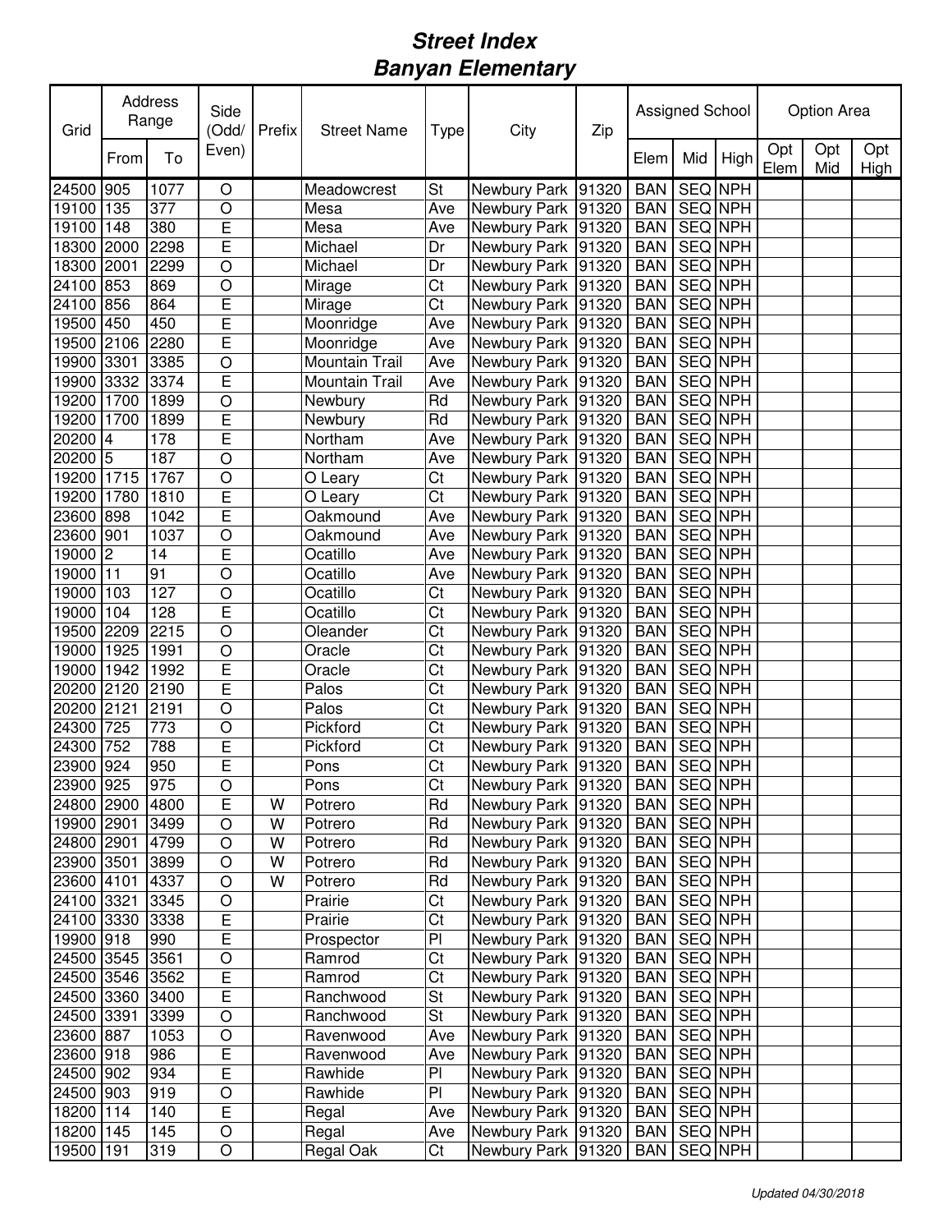# Street Index
# Banyan Elementary

| Grid | Address Range | | Side (Odd/ Even) | Prefix | Street Name | Type | City | Zip | Assigned School | | | Option Area | | |
|---|---|---|---|---|---|---|---|---|---|---|---|---|---|---|
| | From | To | | | | | | | Elem | Mid | High | Opt Elem | Opt Mid | Opt High |
| 24500 | 905 | 1077 | O | | Meadowcrest | St | Newbury Park | 91320 | BAN | SEQ | NPH | | | |
| 19100 | 135 | 377 | O | | Mesa | Ave | Newbury Park | 91320 | BAN | SEQ | NPH | | | |
| 19100 | 148 | 380 | E | | Mesa | Ave | Newbury Park | 91320 | BAN | SEQ | NPH | | | |
| 18300 | 2000 | 2298 | E | | Michael | Dr | Newbury Park | 91320 | BAN | SEQ | NPH | | | |
| 18300 | 2001 | 2299 | O | | Michael | Dr | Newbury Park | 91320 | BAN | SEQ | NPH | | | |
| 24100 | 853 | 869 | O | | Mirage | Ct | Newbury Park | 91320 | BAN | SEQ | NPH | | | |
| 24100 | 856 | 864 | E | | Mirage | Ct | Newbury Park | 91320 | BAN | SEQ | NPH | | | |
| 19500 | 450 | 450 | E | | Moonridge | Ave | Newbury Park | 91320 | BAN | SEQ | NPH | | | |
| 19500 | 2106 | 2280 | E | | Moonridge | Ave | Newbury Park | 91320 | BAN | SEQ | NPH | | | |
| 19900 | 3301 | 3385 | O | | Mountain Trail | Ave | Newbury Park | 91320 | BAN | SEQ | NPH | | | |
| 19900 | 3332 | 3374 | E | | Mountain Trail | Ave | Newbury Park | 91320 | BAN | SEQ | NPH | | | |
| 19200 | 1700 | 1899 | O | | Newbury | Rd | Newbury Park | 91320 | BAN | SEQ | NPH | | | |
| 19200 | 1700 | 1899 | E | | Newbury | Rd | Newbury Park | 91320 | BAN | SEQ | NPH | | | |
| 20200 | 4 | 178 | E | | Northam | Ave | Newbury Park | 91320 | BAN | SEQ | NPH | | | |
| 20200 | 5 | 187 | O | | Northam | Ave | Newbury Park | 91320 | BAN | SEQ | NPH | | | |
| 19200 | 1715 | 1767 | O | | O Leary | Ct | Newbury Park | 91320 | BAN | SEQ | NPH | | | |
| 19200 | 1780 | 1810 | E | | O Leary | Ct | Newbury Park | 91320 | BAN | SEQ | NPH | | | |
| 23600 | 898 | 1042 | E | | Oakmound | Ave | Newbury Park | 91320 | BAN | SEQ | NPH | | | |
| 23600 | 901 | 1037 | O | | Oakmound | Ave | Newbury Park | 91320 | BAN | SEQ | NPH | | | |
| 19000 | 2 | 14 | E | | Ocatillo | Ave | Newbury Park | 91320 | BAN | SEQ | NPH | | | |
| 19000 | 11 | 91 | O | | Ocatillo | Ave | Newbury Park | 91320 | BAN | SEQ | NPH | | | |
| 19000 | 103 | 127 | O | | Ocatillo | Ct | Newbury Park | 91320 | BAN | SEQ | NPH | | | |
| 19000 | 104 | 128 | E | | Ocatillo | Ct | Newbury Park | 91320 | BAN | SEQ | NPH | | | |
| 19500 | 2209 | 2215 | O | | Oleander | Ct | Newbury Park | 91320 | BAN | SEQ | NPH | | | |
| 19000 | 1925 | 1991 | O | | Oracle | Ct | Newbury Park | 91320 | BAN | SEQ | NPH | | | |
| 19000 | 1942 | 1992 | E | | Oracle | Ct | Newbury Park | 91320 | BAN | SEQ | NPH | | | |
| 20200 | 2120 | 2190 | E | | Palos | Ct | Newbury Park | 91320 | BAN | SEQ | NPH | | | |
| 20200 | 2121 | 2191 | O | | Palos | Ct | Newbury Park | 91320 | BAN | SEQ | NPH | | | |
| 24300 | 725 | 773 | O | | Pickford | Ct | Newbury Park | 91320 | BAN | SEQ | NPH | | | |
| 24300 | 752 | 788 | E | | Pickford | Ct | Newbury Park | 91320 | BAN | SEQ | NPH | | | |
| 23900 | 924 | 950 | E | | Pons | Ct | Newbury Park | 91320 | BAN | SEQ | NPH | | | |
| 23900 | 925 | 975 | O | | Pons | Ct | Newbury Park | 91320 | BAN | SEQ | NPH | | | |
| 24800 | 2900 | 4800 | E | W | Potrero | Rd | Newbury Park | 91320 | BAN | SEQ | NPH | | | |
| 19900 | 2901 | 3499 | O | W | Potrero | Rd | Newbury Park | 91320 | BAN | SEQ | NPH | | | |
| 24800 | 2901 | 4799 | O | W | Potrero | Rd | Newbury Park | 91320 | BAN | SEQ | NPH | | | |
| 23900 | 3501 | 3899 | O | W | Potrero | Rd | Newbury Park | 91320 | BAN | SEQ | NPH | | | |
| 23600 | 4101 | 4337 | O | W | Potrero | Rd | Newbury Park | 91320 | BAN | SEQ | NPH | | | |
| 24100 | 3321 | 3345 | O | | Prairie | Ct | Newbury Park | 91320 | BAN | SEQ | NPH | | | |
| 24100 | 3330 | 3338 | E | | Prairie | Ct | Newbury Park | 91320 | BAN | SEQ | NPH | | | |
| 19900 | 918 | 990 | E | | Prospector | Pl | Newbury Park | 91320 | BAN | SEQ | NPH | | | |
| 24500 | 3545 | 3561 | O | | Ramrod | Ct | Newbury Park | 91320 | BAN | SEQ | NPH | | | |
| 24500 | 3546 | 3562 | E | | Ramrod | Ct | Newbury Park | 91320 | BAN | SEQ | NPH | | | |
| 24500 | 3360 | 3400 | E | | Ranchwood | St | Newbury Park | 91320 | BAN | SEQ | NPH | | | |
| 24500 | 3391 | 3399 | O | | Ranchwood | St | Newbury Park | 91320 | BAN | SEQ | NPH | | | |
| 23600 | 887 | 1053 | O | | Ravenwood | Ave | Newbury Park | 91320 | BAN | SEQ | NPH | | | |
| 23600 | 918 | 986 | E | | Ravenwood | Ave | Newbury Park | 91320 | BAN | SEQ | NPH | | | |
| 24500 | 902 | 934 | E | | Rawhide | Pl | Newbury Park | 91320 | BAN | SEQ | NPH | | | |
| 24500 | 903 | 919 | O | | Rawhide | Pl | Newbury Park | 91320 | BAN | SEQ | NPH | | | |
| 18200 | 114 | 140 | E | | Regal | Ave | Newbury Park | 91320 | BAN | SEQ | NPH | | | |
| 18200 | 145 | 145 | O | | Regal | Ave | Newbury Park | 91320 | BAN | SEQ | NPH | | | |
| 19500 | 191 | 319 | O | | Regal Oak | Ct | Newbury Park | 91320 | BAN | SEQ | NPH | | | |

*Updated 04/30/2018*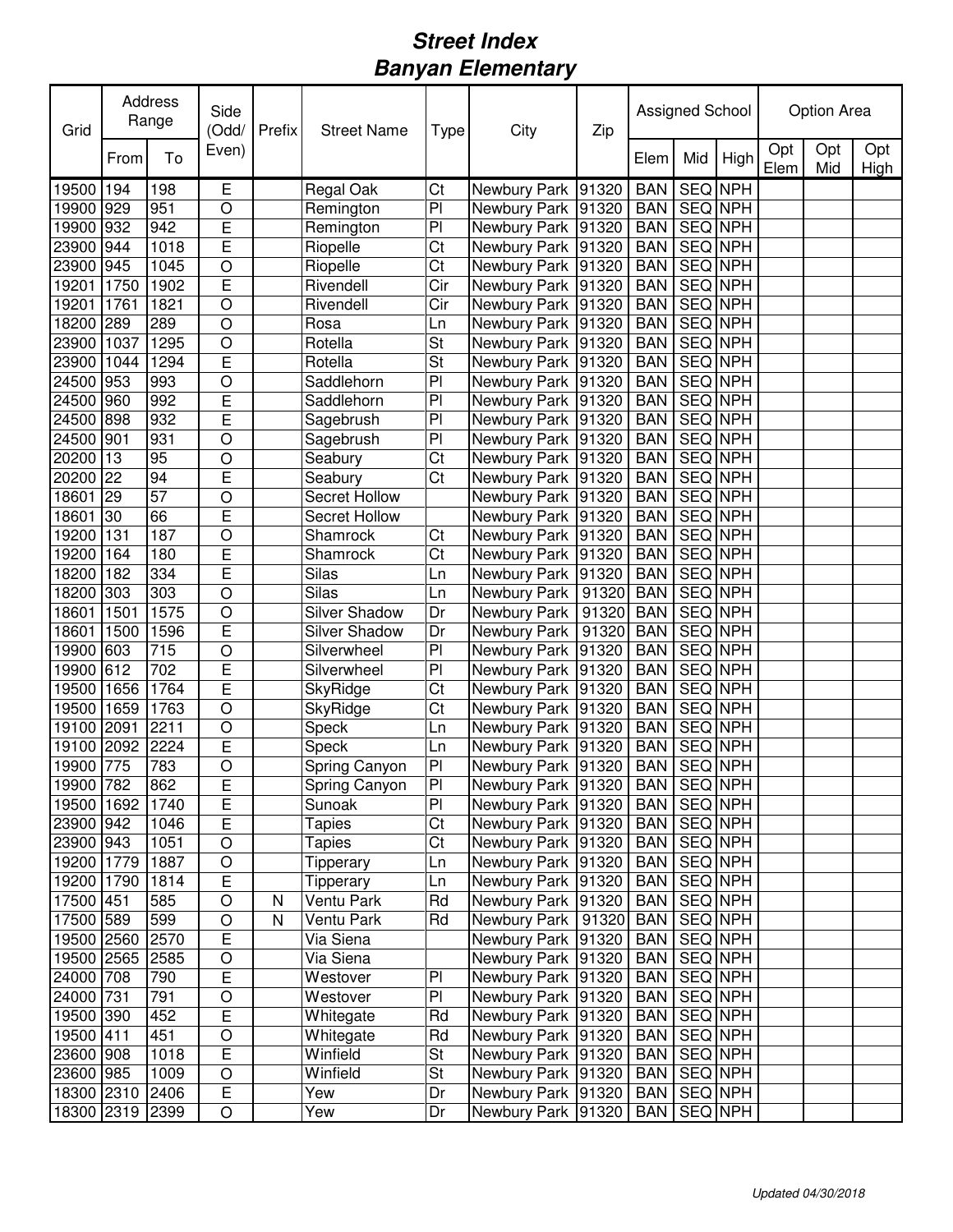# Street Index
# Banyan Elementary

| Grid | Address Range | | Side (Odd/ Even) | Prefix | Street Name | Type | City | Zip | Assigned School | | | Option Area | | |
|---|---|---|---|---|---|---|---|---|---|---|---|---|---|---|
| | From | To | | | | | | | Elem | Mid | High | Opt Elem | Opt Mid | Opt High |
| 19500 | 194 | 198 | E | | Regal Oak | Ct | Newbury Park | 91320 | BAN | SEQ | NPH | | | |
| 19900 | 929 | 951 | O | | Remington | Pl | Newbury Park | 91320 | BAN | SEQ | NPH | | | |
| 19900 | 932 | 942 | E | | Remington | Pl | Newbury Park | 91320 | BAN | SEQ | NPH | | | |
| 23900 | 944 | 1018 | E | | Riopelle | Ct | Newbury Park | 91320 | BAN | SEQ | NPH | | | |
| 23900 | 945 | 1045 | O | | Riopelle | Ct | Newbury Park | 91320 | BAN | SEQ | NPH | | | |
| 19201 | 1750 | 1902 | E | | Rivendell | Cir | Newbury Park | 91320 | BAN | SEQ | NPH | | | |
| 19201 | 1761 | 1821 | O | | Rivendell | Cir | Newbury Park | 91320 | BAN | SEQ | NPH | | | |
| 18200 | 289 | 289 | O | | Rosa | Ln | Newbury Park | 91320 | BAN | SEQ | NPH | | | |
| 23900 | 1037 | 1295 | O | | Rotella | St | Newbury Park | 91320 | BAN | SEQ | NPH | | | |
| 23900 | 1044 | 1294 | E | | Rotella | St | Newbury Park | 91320 | BAN | SEQ | NPH | | | |
| 24500 | 953 | 993 | O | | Saddlehorn | Pl | Newbury Park | 91320 | BAN | SEQ | NPH | | | |
| 24500 | 960 | 992 | E | | Saddlehorn | Pl | Newbury Park | 91320 | BAN | SEQ | NPH | | | |
| 24500 | 898 | 932 | E | | Sagebrush | Pl | Newbury Park | 91320 | BAN | SEQ | NPH | | | |
| 24500 | 901 | 931 | O | | Sagebrush | Pl | Newbury Park | 91320 | BAN | SEQ | NPH | | | |
| 20200 | 13 | 95 | O | | Seabury | Ct | Newbury Park | 91320 | BAN | SEQ | NPH | | | |
| 20200 | 22 | 94 | E | | Seabury | Ct | Newbury Park | 91320 | BAN | SEQ | NPH | | | |
| 18601 | 29 | 57 | O | | Secret Hollow | | Newbury Park | 91320 | BAN | SEQ | NPH | | | |
| 18601 | 30 | 66 | E | | Secret Hollow | | Newbury Park | 91320 | BAN | SEQ | NPH | | | |
| 19200 | 131 | 187 | O | | Shamrock | Ct | Newbury Park | 91320 | BAN | SEQ | NPH | | | |
| 19200 | 164 | 180 | E | | Shamrock | Ct | Newbury Park | 91320 | BAN | SEQ | NPH | | | |
| 18200 | 182 | 334 | E | | Silas | Ln | Newbury Park | 91320 | BAN | SEQ | NPH | | | |
| 18200 | 303 | 303 | O | | Silas | Ln | Newbury Park | 91320 | BAN | SEQ | NPH | | | |
| 18601 | 1501 | 1575 | O | | Silver Shadow | Dr | Newbury Park | 91320 | BAN | SEQ | NPH | | | |
| 18601 | 1500 | 1596 | E | | Silver Shadow | Dr | Newbury Park | 91320 | BAN | SEQ | NPH | | | |
| 19900 | 603 | 715 | O | | Silverwheel | Pl | Newbury Park | 91320 | BAN | SEQ | NPH | | | |
| 19900 | 612 | 702 | E | | Silverwheel | Pl | Newbury Park | 91320 | BAN | SEQ | NPH | | | |
| 19500 | 1656 | 1764 | E | | SkyRidge | Ct | Newbury Park | 91320 | BAN | SEQ | NPH | | | |
| 19500 | 1659 | 1763 | O | | SkyRidge | Ct | Newbury Park | 91320 | BAN | SEQ | NPH | | | |
| 19100 | 2091 | 2211 | O | | Speck | Ln | Newbury Park | 91320 | BAN | SEQ | NPH | | | |
| 19100 | 2092 | 2224 | E | | Speck | Ln | Newbury Park | 91320 | BAN | SEQ | NPH | | | |
| 19900 | 775 | 783 | O | | Spring Canyon | Pl | Newbury Park | 91320 | BAN | SEQ | NPH | | | |
| 19900 | 782 | 862 | E | | Spring Canyon | Pl | Newbury Park | 91320 | BAN | SEQ | NPH | | | |
| 19500 | 1692 | 1740 | E | | Sunoak | Pl | Newbury Park | 91320 | BAN | SEQ | NPH | | | |
| 23900 | 942 | 1046 | E | | Tapies | Ct | Newbury Park | 91320 | BAN | SEQ | NPH | | | |
| 23900 | 943 | 1051 | O | | Tapies | Ct | Newbury Park | 91320 | BAN | SEQ | NPH | | | |
| 19200 | 1779 | 1887 | O | | Tipperary | Ln | Newbury Park | 91320 | BAN | SEQ | NPH | | | |
| 19200 | 1790 | 1814 | E | | Tipperary | Ln | Newbury Park | 91320 | BAN | SEQ | NPH | | | |
| 17500 | 451 | 585 | O | N | Ventu Park | Rd | Newbury Park | 91320 | BAN | SEQ | NPH | | | |
| 17500 | 589 | 599 | O | N | Ventu Park | Rd | Newbury Park | 91320 | BAN | SEQ | NPH | | | |
| 19500 | 2560 | 2570 | E | | Via Siena | | Newbury Park | 91320 | BAN | SEQ | NPH | | | |
| 19500 | 2565 | 2585 | O | | Via Siena | | Newbury Park | 91320 | BAN | SEQ | NPH | | | |
| 24000 | 708 | 790 | E | | Westover | Pl | Newbury Park | 91320 | BAN | SEQ | NPH | | | |
| 24000 | 731 | 791 | O | | Westover | Pl | Newbury Park | 91320 | BAN | SEQ | NPH | | | |
| 19500 | 390 | 452 | E | | Whitegate | Rd | Newbury Park | 91320 | BAN | SEQ | NPH | | | |
| 19500 | 411 | 451 | O | | Whitegate | Rd | Newbury Park | 91320 | BAN | SEQ | NPH | | | |
| 23600 | 908 | 1018 | E | | Winfield | St | Newbury Park | 91320 | BAN | SEQ | NPH | | | |
| 23600 | 985 | 1009 | O | | Winfield | St | Newbury Park | 91320 | BAN | SEQ | NPH | | | |
| 18300 | 2310 | 2406 | E | | Yew | Dr | Newbury Park | 91320 | BAN | SEQ | NPH | | | |
| 18300 | 2319 | 2399 | O | | Yew | Dr | Newbury Park | 91320 | BAN | SEQ | NPH | | | |

*Updated 04/30/2018*